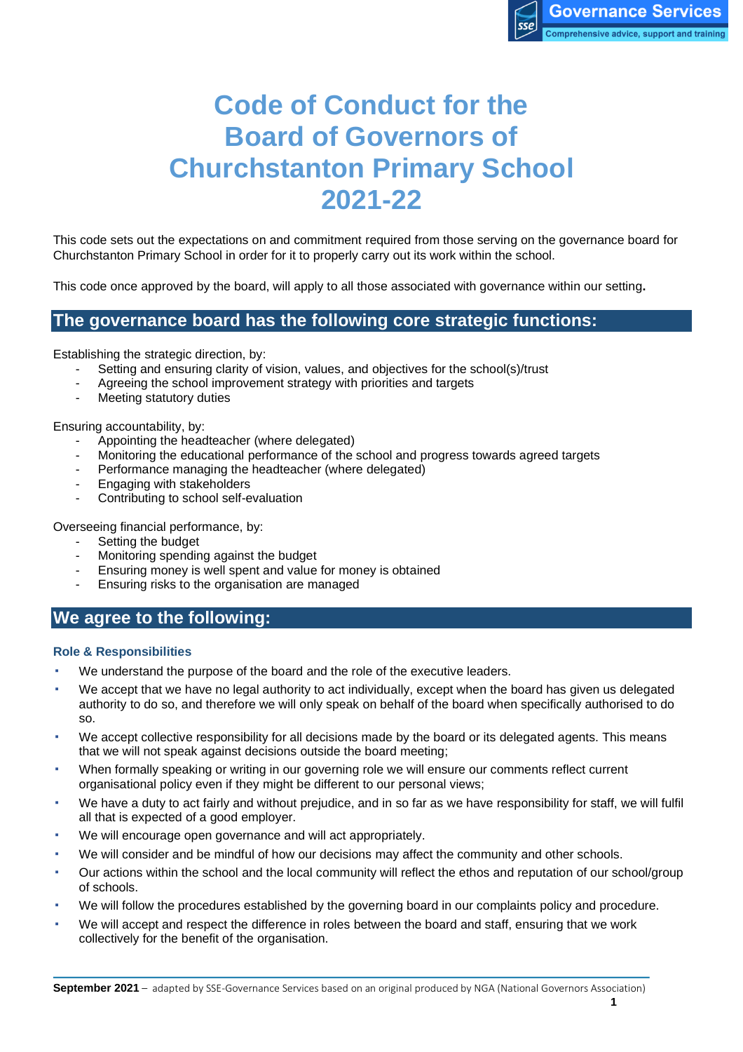# Code of Conduct for the Board of Governors of Churchstanton Primary School 2021-22

This code sets out the expectations on and commitment required from those serving on the governance board for Churchstanton Primary School in order for it to properly carry out its work within the school.

This code once approved by the board, will apply to all those associated with governance within our setting**.**

## The governance board has the following core strategic functions:

Establishing the strategic direction, by:

- Setting and ensuring clarity of vision, values, and objectives for the school(s)/trust
- Agreeing the school improvement strategy with priorities and targets
- Meeting statutory duties

Ensuring accountability, by:

- Appointing the headteacher (where delegated)
- Monitoring the educational performance of the school and progress towards agreed targets
- Performance managing the headteacher (where delegated)
- Engaging with stakeholders
- Contributing to school self-evaluation

Overseeing financial performance, by:

- Setting the budget
- Monitoring spending against the budget
- Ensuring money is well spent and value for money is obtained
- Ensuring risks to the organisation are managed

## We agree to the following:

### Role & Responsibilities

- We understand the purpose of the board and the role of the executive leaders.
- We accept that we have no legal authority to act individually, except when the board has given us delegated authority to do so, and therefore we will only speak on behalf of the board when specifically authorised to do so.
- We accept collective responsibility for all decisions made by the board or its delegated agents. This means that we will not speak against decisions outside the board meeting;
- When formally speaking or writing in our governing role we will ensure our comments reflect current organisational policy even if they might be different to our personal views;
- We have a duty to act fairly and without prejudice, and in so far as we have responsibility for staff, we will fulfil all that is expected of a good employer.
- We will encourage open governance and will act appropriately.
- We will consider and be mindful of how our decisions may affect the community and other schools.
- Our actions within the school and the local community will reflect the ethos and reputation of our school/group of schools.
- We will follow the procedures established by the governing board in our complaints policy and procedure.
- We will accept and respect the difference in roles between the board and staff, ensuring that we work collectively for the benefit of the organisation.

**September 2021** – adapted by SSE-Governance Services based on an original produced by NGA (National Governors Association)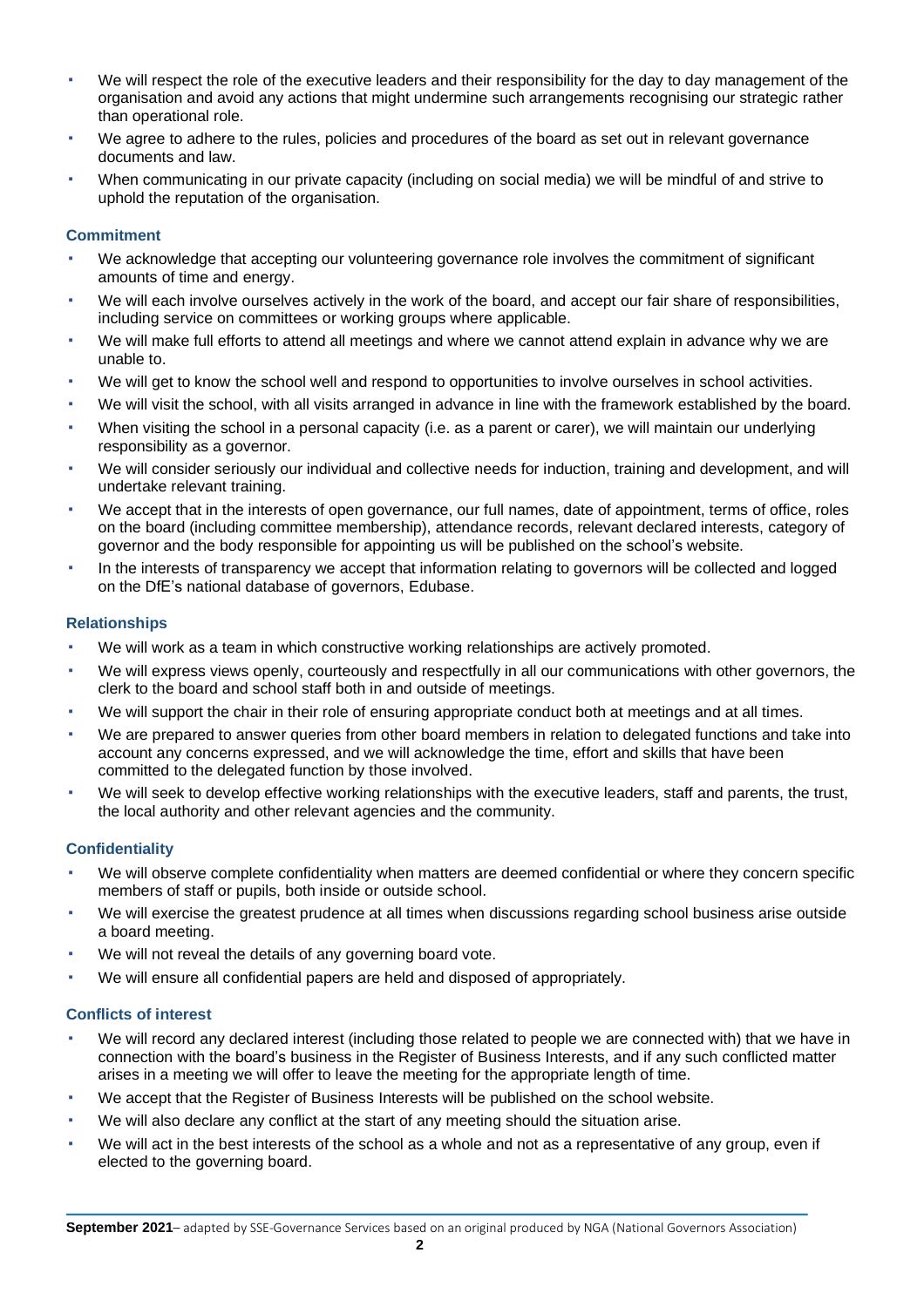- We will respect the role of the executive leaders and their responsibility for the day to day management of the organisation and avoid any actions that might undermine such arrangements recognising our strategic rather than operational role.
- We agree to adhere to the rules, policies and procedures of the board as set out in relevant governance documents and law.
- When communicating in our private capacity (including on social media) we will be mindful of and strive to uphold the reputation of the organisation.

### Commitment

- We acknowledge that accepting our volunteering governance role involves the commitment of significant amounts of time and energy.
- We will each involve ourselves actively in the work of the board, and accept our fair share of responsibilities, including service on committees or working groups where applicable.
- We will make full efforts to attend all meetings and where we cannot attend explain in advance why we are unable to.
- We will get to know the school well and respond to opportunities to involve ourselves in school activities.
- We will visit the school, with all visits arranged in advance in line with the framework established by the board.
- When visiting the school in a personal capacity (i.e. as a parent or carer), we will maintain our underlying responsibility as a governor.
- We will consider seriously our individual and collective needs for induction, training and development, and will undertake relevant training.
- We accept that in the interests of open governance, our full names, date of appointment, terms of office, roles on the board (including committee membership), attendance records, relevant declared interests, category of governor and the body responsible for appointing us will be published on the school's website.
- In the interests of transparency we accept that information relating to governors will be collected and logged on the DfE's national database of governors, Edubase.

### Relationships

- We will work as a team in which constructive working relationships are actively promoted.
- We will express views openly, courteously and respectfully in all our communications with other governors, the clerk to the board and school staff both in and outside of meetings.
- We will support the chair in their role of ensuring appropriate conduct both at meetings and at all times.
- We are prepared to answer queries from other board members in relation to delegated functions and take into account any concerns expressed, and we will acknowledge the time, effort and skills that have been committed to the delegated function by those involved.
- We will seek to develop effective working relationships with the executive leaders, staff and parents, the trust, the local authority and other relevant agencies and the community.

### Confidentiality

- We will observe complete confidentiality when matters are deemed confidential or where they concern specific members of staff or pupils, both inside or outside school.
- We will exercise the greatest prudence at all times when discussions regarding school business arise outside a board meeting.
- We will not reveal the details of any governing board vote.
- We will ensure all confidential papers are held and disposed of appropriately.

### Conflicts of interest

- We will record any declared interest (including those related to people we are connected with) that we have in connection with the board's business in the Register of Business Interests, and if any such conflicted matter arises in a meeting we will offer to leave the meeting for the appropriate length of time.
- We accept that the Register of Business Interests will be published on the school website.
- We will also declare any conflict at the start of any meeting should the situation arise.
- We will act in the best interests of the school as a whole and not as a representative of any group, even if elected to the governing board.

**September 2021**– adapted by SSE-Governance Services based on an original produced by NGA (National Governors Association)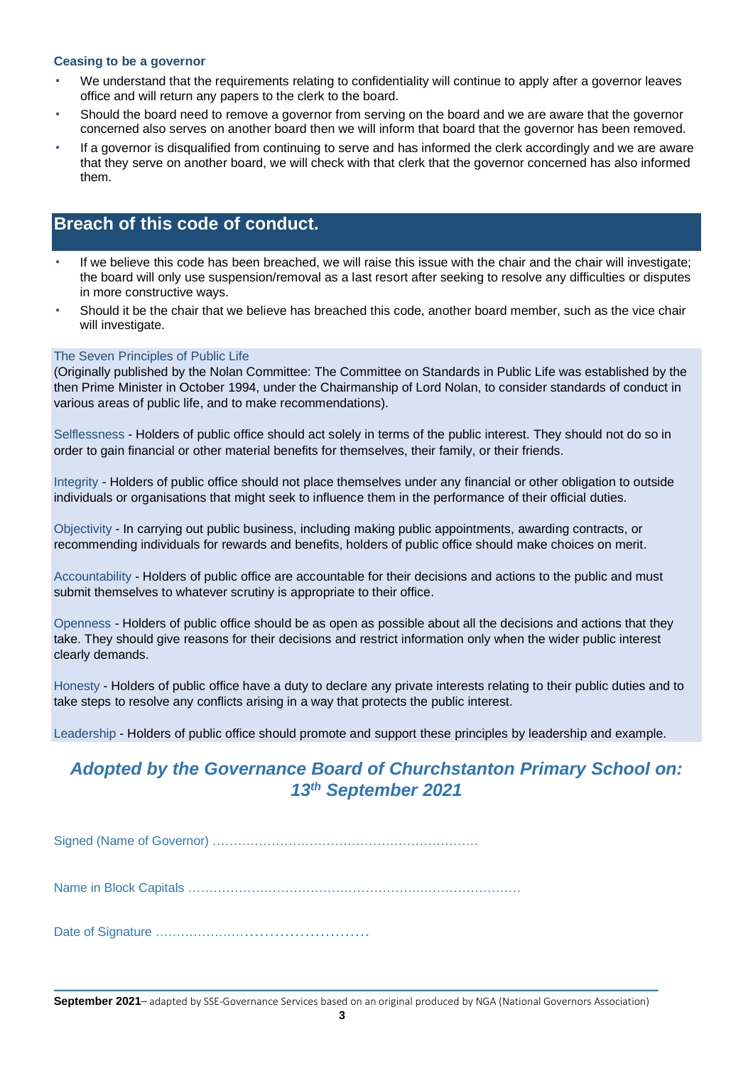### Ceasing to be a governor

- We understand that the requirements relating to confidentiality will continue to apply after a governor leaves office and will return any papers to the clerk to the board.
- Should the board need to remove a governor from serving on the board and we are aware that the governor concerned also serves on another board then we will inform that board that the governor has been removed.
- If a governor is disqualified from continuing to serve and has informed the clerk accordingly and we are aware that they serve on another board, we will check with that clerk that the governor concerned has also informed them.

## Breach of this code of conduct.

- If we believe this code has been breached, we will raise this issue with the chair and the chair will investigate; the board will only use suspension/removal as a last resort after seeking to resolve any difficulties or disputes in more constructive ways.
- Should it be the chair that we believe has breached this code, another board member, such as the vice chair will investigate.

The Seven Principles of Public Life

(Originally published by the Nolan Committee: The Committee on Standards in Public Life was established by the then Prime Minister in October 1994, under the Chairmanship of Lord Nolan, to consider standards of conduct in various areas of public life, and to make recommendations).

Selflessness - Holders of public office should act solely in terms of the public interest. They should not do so in order to gain financial or other material benefits for themselves, their family, or their friends.

Integrity - Holders of public office should not place themselves under any financial or other obligation to outside individuals or organisations that might seek to influence them in the performance of their official duties.

Objectivity - In carrying out public business, including making public appointments, awarding contracts, or recommending individuals for rewards and benefits, holders of public office should make choices on merit.

Accountability - Holders of public office are accountable for their decisions and actions to the public and must submit themselves to whatever scrutiny is appropriate to their office.

Openness - Holders of public office should be as open as possible about all the decisions and actions that they take. They should give reasons for their decisions and restrict information only when the wider public interest clearly demands.

Honesty - Holders of public office have a duty to declare any private interests relating to their public duties and to take steps to resolve any conflicts arising in a way that protects the public interest.

Leadership - Holders of public office should promote and support these principles by leadership and example.

***Adopted by the Governance Board of Churchstanton Primary School on: 13th September 2021***

Signed (Name of Governor) ……………………………………………………….

Name in Block Capitals ……………………………………………….……………………

Date of Signature ………………………………………….

**September 2021**– adapted by SSE-Governance Services based on an original produced by NGA (National Governors Association)